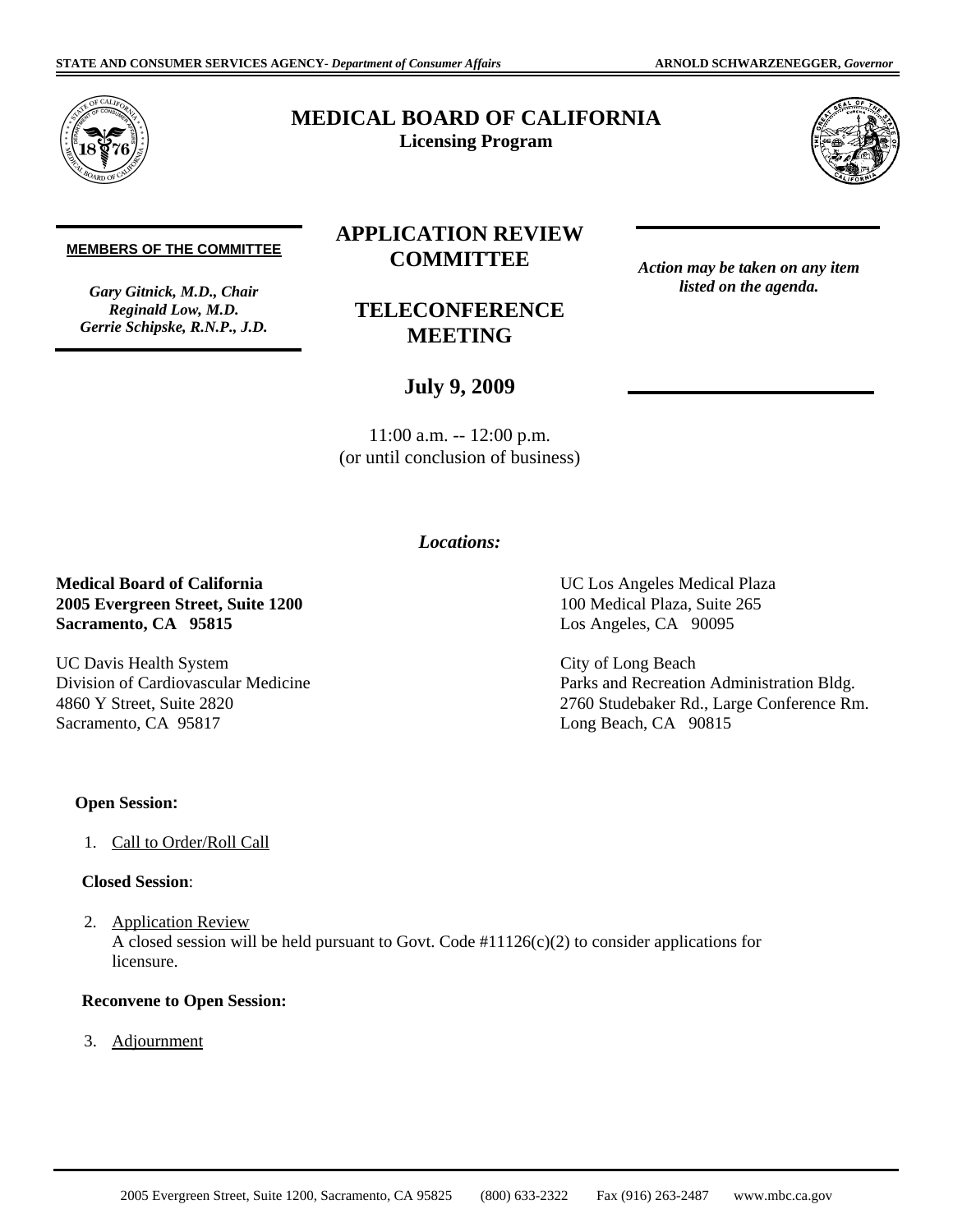STATE AND CONSUMER SERVICES AGENCY- *Department of Consumer Affairs* **ARNOLD SCHWARZENEGGER,** *Governor*

# MEDICAL BOARD OF CALIFORNIA

**Licensing Program**

**MEMBERS OF THE COMMITTEE**

*Gary Gitnick, M.D., Chair*
*Reginald Low, M.D.*
*Gerrie Schipske, R.N.P., J.D.*

## APPLICATION REVIEW COMMITTEE

## TELECONFERENCE MEETING

***Action may be taken on any item listed on the agenda.***

### July 9, 2009

11:00 a.m. -- 12:00 p.m.
(or until conclusion of business)

*Locations:*

**Medical Board of California**
**2005 Evergreen Street, Suite 1200**
**Sacramento, CA 95815**

UC Davis Health System
Division of Cardiovascular Medicine
4860 Y Street, Suite 2820
Sacramento, CA 95817

UC Los Angeles Medical Plaza
100 Medical Plaza, Suite 265
Los Angeles, CA 90095

City of Long Beach
Parks and Recreation Administration Bldg.
2760 Studebaker Rd., Large Conference Rm.
Long Beach, CA 90815

**Open Session:**

1. Call to Order/Roll Call

**Closed Session**:

2. Application Review
   A closed session will be held pursuant to Govt. Code #11126(c)(2) to consider applications for licensure.

**Reconvene to Open Session:**

3. Adjournment

2005 Evergreen Street, Suite 1200, Sacramento, CA 95825 (800) 633-2322 Fax (916) 263-2487 www.mbc.ca.gov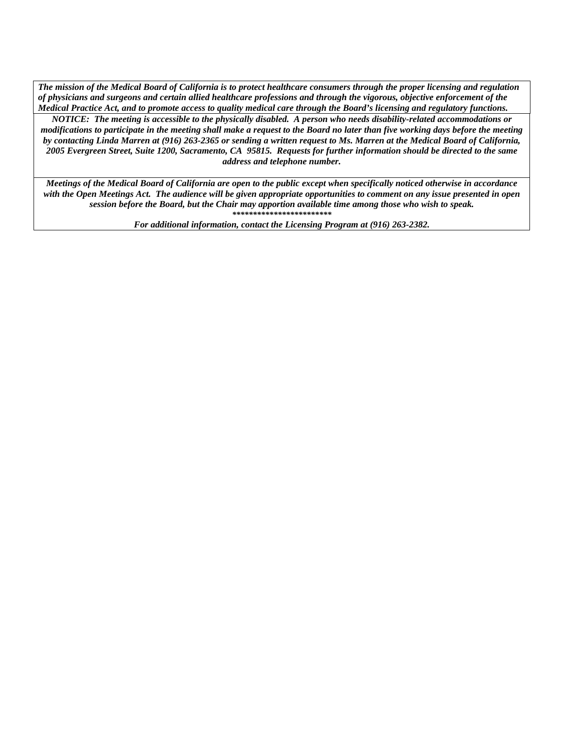***The mission of the Medical Board of California is to protect healthcare consumers through the proper licensing and regulation of physicians and surgeons and certain allied healthcare professions and through the vigorous, objective enforcement of the Medical Practice Act, and to promote access to quality medical care through the Board's licensing and regulatory functions.***

***NOTICE: The meeting is accessible to the physically disabled. A person who needs disability-related accommodations or modifications to participate in the meeting shall make a request to the Board no later than five working days before the meeting by contacting Linda Marren at (916) 263-2365 or sending a written request to Ms. Marren at the Medical Board of California, 2005 Evergreen Street, Suite 1200, Sacramento, CA 95815. Requests for further information should be directed to the same address and telephone number.***

***Meetings of the Medical Board of California are open to the public except when specifically noticed otherwise in accordance with the Open Meetings Act. The audience will be given appropriate opportunities to comment on any issue presented in open session before the Board, but the Chair may apportion available time among those who wish to speak.***

***********************

***For additional information, contact the Licensing Program at (916) 263-2382.***